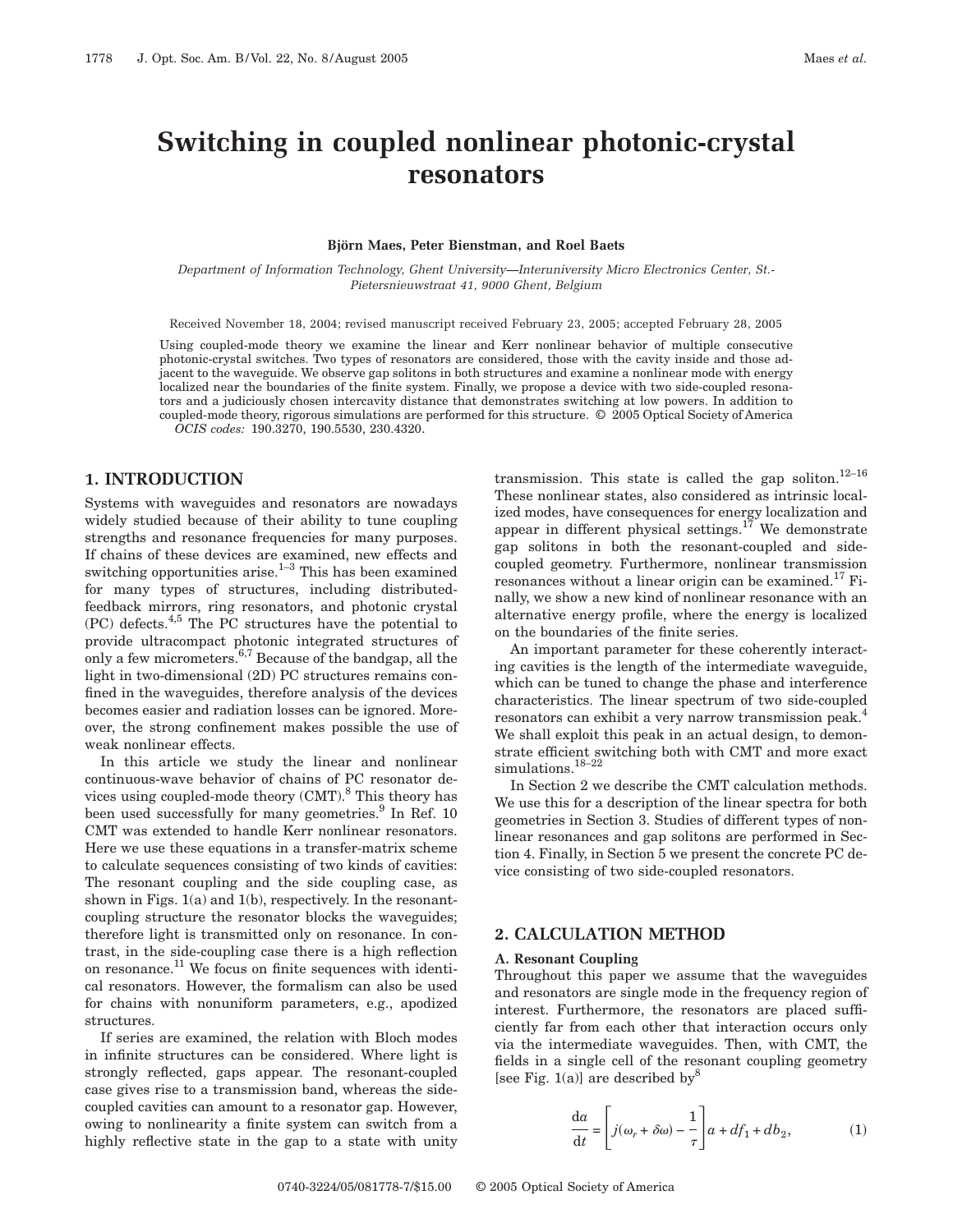# Switching in coupled nonlinear photonic-crystal resonators

**Björn Maes, Peter Bienstman, and Roel Baets**

*Department of Information Technology, Ghent University—Interuniversity Micro Electronics Center, St.-Pietersnieuwstraat 41, 9000 Ghent, Belgium*

Received November 18, 2004; revised manuscript received February 23, 2005; accepted February 28, 2005

Using coupled-mode theory we examine the linear and Kerr nonlinear behavior of multiple consecutive photonic-crystal switches. Two types of resonators are considered, those with the cavity inside and those adjacent to the waveguide. We observe gap solitons in both structures and examine a nonlinear mode with energy localized near the boundaries of the finite system. Finally, we propose a device with two side-coupled resonators and a judiciously chosen intercavity distance that demonstrates switching at low powers. In addition to coupled-mode theory, rigorous simulations are performed for this structure. © 2005 Optical Society of America

*OCIS codes:* 190.3270, 190.5530, 230.4320.

## 1. INTRODUCTION

Systems with waveguides and resonators are nowadays widely studied because of their ability to tune coupling strengths and resonance frequencies for many purposes. If chains of these devices are examined, new effects and switching opportunities arise.[1–3] This has been examined for many types of structures, including distributed-feedback mirrors, ring resonators, and photonic crystal (PC) defects.[4,5] The PC structures have the potential to provide ultracompact photonic integrated structures of only a few micrometers.[6,7] Because of the bandgap, all the light in two-dimensional (2D) PC structures remains confined in the waveguides, therefore analysis of the devices becomes easier and radiation losses can be ignored. Moreover, the strong confinement makes possible the use of weak nonlinear effects.

In this article we study the linear and nonlinear continuous-wave behavior of chains of PC resonator devices using coupled-mode theory (CMT).[8] This theory has been used successfully for many geometries.[9] In Ref. 10 CMT was extended to handle Kerr nonlinear resonators. Here we use these equations in a transfer-matrix scheme to calculate sequences consisting of two kinds of cavities: The resonant coupling and the side coupling case, as shown in Figs. 1(a) and 1(b), respectively. In the resonant-coupling structure the resonator blocks the waveguides; therefore light is transmitted only on resonance. In contrast, in the side-coupling case there is a high reflection on resonance.[11] We focus on finite sequences with identical resonators. However, the formalism can also be used for chains with nonuniform parameters, e.g., apodized structures.

If series are examined, the relation with Bloch modes in infinite structures can be considered. Where light is strongly reflected, gaps appear. The resonant-coupled case gives rise to a transmission band, whereas the side-coupled cavities can amount to a resonator gap. However, owing to nonlinearity a finite system can switch from a highly reflective state in the gap to a state with unity transmission. This state is called the gap soliton.[12–16] These nonlinear states, also considered as intrinsic localized modes, have consequences for energy localization and appear in different physical settings.[17] We demonstrate gap solitons in both the resonant-coupled and side-coupled geometry. Furthermore, nonlinear transmission resonances without a linear origin can be examined.[17] Finally, we show a new kind of nonlinear resonance with an alternative energy profile, where the energy is localized on the boundaries of the finite series.

An important parameter for these coherently interacting cavities is the length of the intermediate waveguide, which can be tuned to change the phase and interference characteristics. The linear spectrum of two side-coupled resonators can exhibit a very narrow transmission peak.[4] We shall exploit this peak in an actual design, to demonstrate efficient switching both with CMT and more exact simulations.[18–22]

In Section 2 we describe the CMT calculation methods. We use this for a description of the linear spectra for both geometries in Section 3. Studies of different types of nonlinear resonances and gap solitons are performed in Section 4. Finally, in Section 5 we present the concrete PC device consisting of two side-coupled resonators.

## 2. CALCULATION METHOD

### A. Resonant Coupling

Throughout this paper we assume that the waveguides and resonators are single mode in the frequency region of interest. Furthermore, the resonators are placed sufficiently far from each other that interaction occurs only via the intermediate waveguides. Then, with CMT, the fields in a single cell of the resonant coupling geometry [see Fig. 1(a)] are described by[8]

$$\frac{\mathrm{d}a}{\mathrm{d}t} = \left[ j(\omega_r + \delta\omega) - \frac{1}{\tau} \right] a + df_1 + db_2, \tag{1}$$

0740-3224/05/081778-7/$15.00 © 2005 Optical Society of America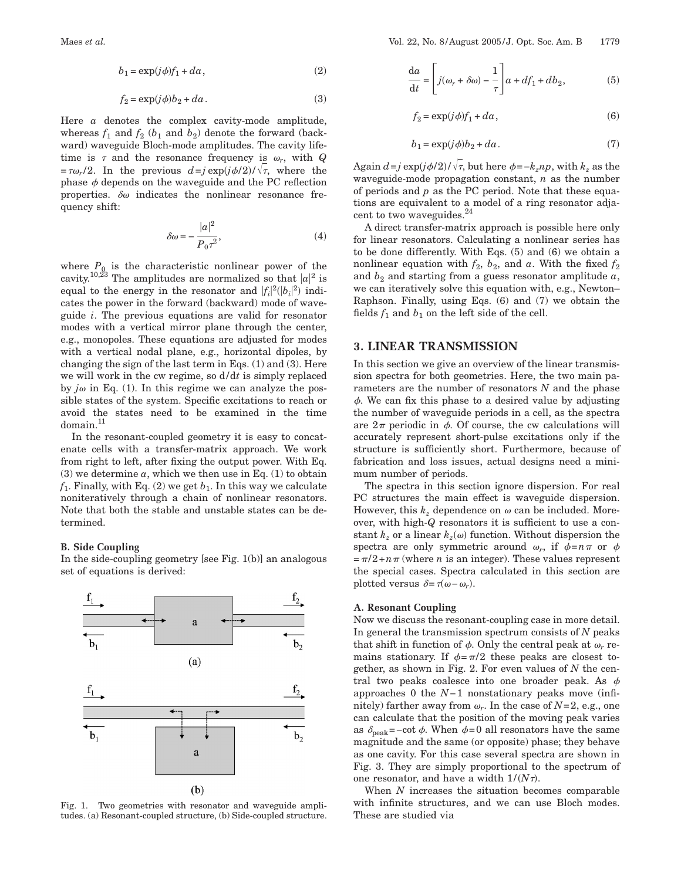$$b_1 = \exp(j\phi) f_1 + da, \tag{2}$$

$$f_2 = \exp(j\phi) b_2 + da. \tag{3}$$

Here $a$ denotes the complex cavity-mode amplitude, whereas $f_1$ and $f_2$ ($b_1$ and $b_2$) denote the forward (backward) waveguide Bloch-mode amplitudes. The cavity lifetime is $\tau$ and the resonance frequency is $\omega_r$, with $Q = \tau\omega_r/2$. In the previous $d = j\exp(j\phi/2)/\sqrt{\tau}$, where the phase $\phi$ depends on the waveguide and the PC reflection properties. $\delta\omega$ indicates the nonlinear resonance frequency shift:

$$\delta\omega = -\frac{|a|^2}{P_0 \tau^2}, \tag{4}$$

where $P_0$ is the characteristic nonlinear power of the cavity.[10,23] The amplitudes are normalized so that $|a|^2$ is equal to the energy in the resonator and $|f_i|^2(|b_i|^2)$ indicates the power in the forward (backward) mode of waveguide $i$. The previous equations are valid for resonator modes with a vertical mirror plane through the center, e.g., monopoles. These equations are adjusted for modes with a vertical nodal plane, e.g., horizontal dipoles, by changing the sign of the last term in Eqs. (1) and (3). Here we will work in the cw regime, so $\mathrm{d}/\mathrm{d}t$ is simply replaced by $j\omega$ in Eq. (1). In this regime we can analyze the possible states of the system. Specific excitations to reach or avoid the states need to be examined in the time domain.[11]

In the resonant-coupled geometry it is easy to concatenate cells with a transfer-matrix approach. We work from right to left, after fixing the output power. With Eq. (3) we determine $a$, which we then use in Eq. (1) to obtain $f_1$. Finally, with Eq. (2) we get $b_1$. In this way we calculate noniteratively through a chain of nonlinear resonators. Note that both the stable and unstable states can be determined.

### B. Side Coupling

In the side-coupling geometry [see Fig. 1(b)] an analogous set of equations is derived:

Fig. 1. Two geometries with resonator and waveguide amplitudes. (a) Resonant-coupled structure, (b) Side-coupled structure.

$$\frac{\mathrm{d}a}{\mathrm{d}t} = \left[ j(\omega_r + \delta\omega) - \frac{1}{\tau} \right] a + df_1 + db_2, \tag{5}$$

$$f_2 = \exp(j\phi) f_1 + da, \tag{6}$$

$$b_1 = \exp(j\phi) b_2 + da. \tag{7}$$

Again $d = j\exp(j\phi/2)/\sqrt{\tau}$, but here $\phi = -k_z np$, with $k_z$ as the waveguide-mode propagation constant, $n$ as the number of periods and $p$ as the PC period. Note that these equations are equivalent to a model of a ring resonator adjacent to two waveguides.[24]

A direct transfer-matrix approach is possible here only for linear resonators. Calculating a nonlinear series has to be done differently. With Eqs. (5) and (6) we obtain a nonlinear equation with $f_2$, $b_2$, and $a$. With the fixed $f_2$ and $b_2$ and starting from a guess resonator amplitude $a$, we can iteratively solve this equation with, e.g., Newton–Raphson. Finally, using Eqs. (6) and (7) we obtain the fields $f_1$ and $b_1$ on the left side of the cell.

## 3. LINEAR TRANSMISSION

In this section we give an overview of the linear transmission spectra for both geometries. Here, the two main parameters are the number of resonators $N$ and the phase $\phi$. We can fix this phase to a desired value by adjusting the number of waveguide periods in a cell, as the spectra are $2\pi$ periodic in $\phi$. Of course, the cw calculations will accurately represent short-pulse excitations only if the structure is sufficiently short. Furthermore, because of fabrication and loss issues, actual designs need a minimum number of periods.

The spectra in this section ignore dispersion. For real PC structures the main effect is waveguide dispersion. However, this $k_z$ dependence on $\omega$ can be included. Moreover, with high-$Q$ resonators it is sufficient to use a constant $k_z$ or a linear $k_z(\omega)$ function. Without dispersion the spectra are only symmetric around $\omega_r$, if $\phi = n\pi$ or $\phi = \pi/2 + n\pi$ (where $n$ is an integer). These values represent the special cases. Spectra calculated in this section are plotted versus $\delta = \tau(\omega - \omega_r)$.

### A. Resonant Coupling

Now we discuss the resonant-coupling case in more detail. In general the transmission spectrum consists of $N$ peaks that shift in function of $\phi$. Only the central peak at $\omega_r$ remains stationary. If $\phi = \pi/2$ these peaks are closest together, as shown in Fig. 2. For even values of $N$ the central two peaks coalesce into one broader peak. As $\phi$ approaches 0 the $N-1$ nonstationary peaks move (infinitely) farther away from $\omega_r$. In the case of $N=2$, e.g., one can calculate that the position of the moving peak varies as $\delta_{\text{peak}} = -\cot\phi$. When $\phi = 0$ all resonators have the same magnitude and the same (or opposite) phase; they behave as one cavity. For this case several spectra are shown in Fig. 3. They are simply proportional to the spectrum of one resonator, and have a width $1/(N\tau)$.

When $N$ increases the situation becomes comparable with infinite structures, and we can use Bloch modes. These are studied via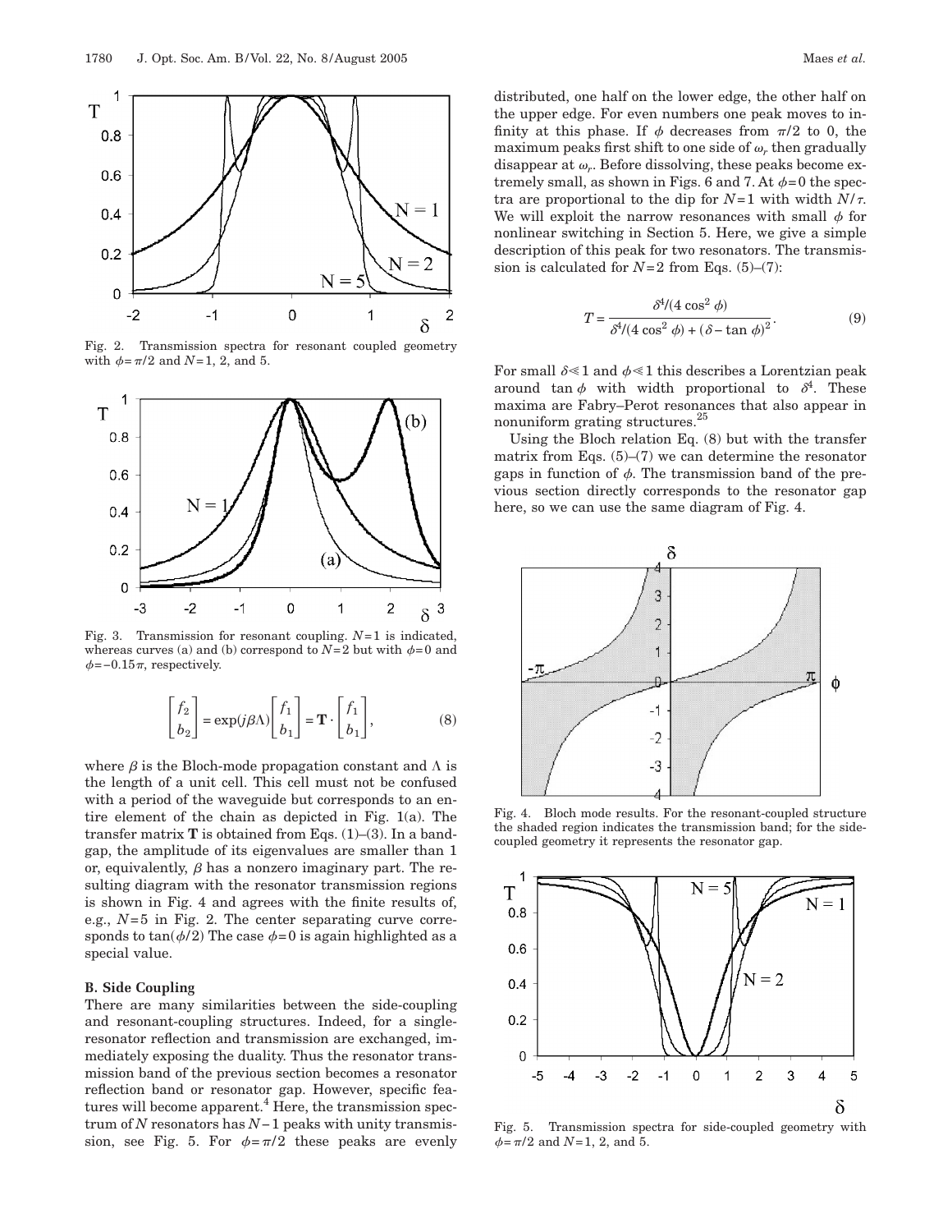Fig. 2. Transmission spectra for resonant coupled geometry with $\phi = \pi/2$ and $N=1$, 2, and 5.

Fig. 3. Transmission for resonant coupling. $N=1$ is indicated, whereas curves (a) and (b) correspond to $N=2$ but with $\phi=0$ and $\phi=-0.15\pi$, respectively.

$$\begin{bmatrix} f_2 \\ b_2 \end{bmatrix} = \exp(j\beta\Lambda) \begin{bmatrix} f_1 \\ b_1 \end{bmatrix} = \mathbf{T} \cdot \begin{bmatrix} f_1 \\ b_1 \end{bmatrix}, \tag{8}$$

where $\beta$ is the Bloch-mode propagation constant and $\Lambda$ is the length of a unit cell. This cell must not be confused with a period of the waveguide but corresponds to an entire element of the chain as depicted in Fig. 1(a). The transfer matrix $\mathbf{T}$ is obtained from Eqs. (1)–(3). In a bandgap, the amplitude of its eigenvalues are smaller than 1 or, equivalently, $\beta$ has a nonzero imaginary part. The resulting diagram with the resonator transmission regions is shown in Fig. 4 and agrees with the finite results of, e.g., $N=5$ in Fig. 2. The center separating curve corresponds to $\tan(\phi/2)$ The case $\phi=0$ is again highlighted as a special value.

### B. Side Coupling

There are many similarities between the side-coupling and resonant-coupling structures. Indeed, for a single-resonator reflection and transmission are exchanged, immediately exposing the duality. Thus the resonator transmission band of the previous section becomes a resonator reflection band or resonator gap. However, specific features will become apparent.[4] Here, the transmission spectrum of $N$ resonators has $N-1$ peaks with unity transmission, see Fig. 5. For $\phi=\pi/2$ these peaks are evenly distributed, one half on the lower edge, the other half on the upper edge. For even numbers one peak moves to infinity at this phase. If $\phi$ decreases from $\pi/2$ to 0, the maximum peaks first shift to one side of $\omega_r$ then gradually disappear at $\omega_r$. Before dissolving, these peaks become extremely small, as shown in Figs. 6 and 7. At $\phi=0$ the spectra are proportional to the dip for $N=1$ with width $N/\tau$. We will exploit the narrow resonances with small $\phi$ for nonlinear switching in Section 5. Here, we give a simple description of this peak for two resonators. The transmission is calculated for $N=2$ from Eqs. (5)–(7):

$$T = \frac{\delta^4/(4\cos^2\phi)}{\delta^4/(4\cos^2\phi) + (\delta - \tan\phi)^2}. \tag{9}$$

For small $\delta \ll 1$ and $\phi \ll 1$ this describes a Lorentzian peak around $\tan\phi$ with width proportional to $\delta^4$. These maxima are Fabry–Perot resonances that also appear in nonuniform grating structures.[25]

Using the Bloch relation Eq. (8) but with the transfer matrix from Eqs. (5)–(7) we can determine the resonator gaps in function of $\phi$. The transmission band of the previous section directly corresponds to the resonator gap here, so we can use the same diagram of Fig. 4.

Fig. 4. Bloch mode results. For the resonant-coupled structure the shaded region indicates the transmission band; for the side-coupled geometry it represents the resonator gap.

Fig. 5. Transmission spectra for side-coupled geometry with $\phi=\pi/2$ and $N=1$, 2, and 5.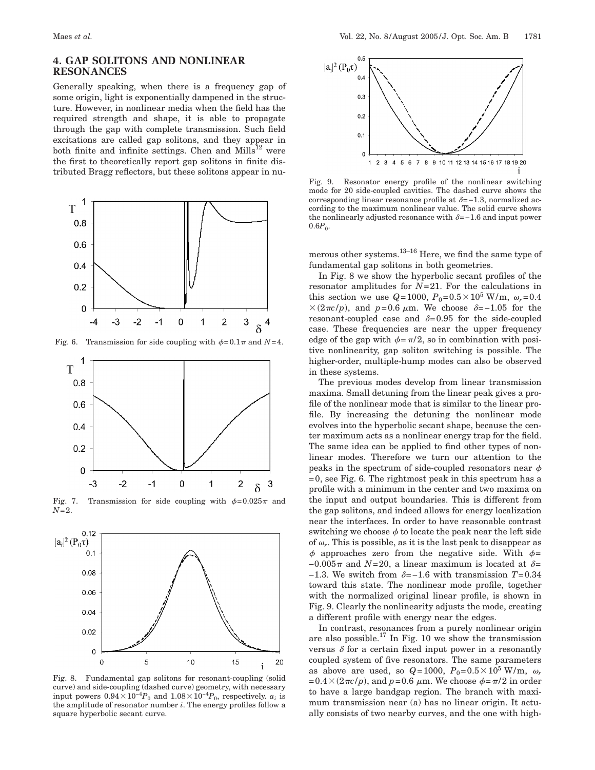## 4. GAP SOLITONS AND NONLINEAR RESONANCES

Generally speaking, when there is a frequency gap of some origin, light is exponentially dampened in the structure. However, in nonlinear media when the field has the required strength and shape, it is able to propagate through the gap with complete transmission. Such field excitations are called gap solitons, and they appear in both finite and infinite settings. Chen and Mills[12] were the first to theoretically report gap solitons in finite distributed Bragg reflectors, but these solitons appear in numerous other systems.[13–16] Here, we find the same type of fundamental gap solitons in both geometries.

Fig. 6. Transmission for side coupling with $\phi=0.1\pi$ and $N=4$.

Fig. 7. Transmission for side coupling with $\phi=0.025\pi$ and $N=2$.

Fig. 8. Fundamental gap solitons for resonant-coupling (solid curve) and side-coupling (dashed curve) geometry, with necessary input powers $0.94\times10^{-4}P_0$ and $1.08\times10^{-4}P_0$, respectively. $a_i$ is the amplitude of resonator number $i$. The energy profiles follow a square hyperbolic secant curve.

Fig. 9. Resonator energy profile of the nonlinear switching mode for 20 side-coupled cavities. The dashed curve shows the corresponding linear resonance profile at $\delta=-1.3$, normalized according to the maximum nonlinear value. The solid curve shows the nonlinearly adjusted resonance with $\delta=-1.6$ and input power $0.6P_0$.

In Fig. 8 we show the hyperbolic secant profiles of the resonator amplitudes for $N=21$. For the calculations in this section we use $Q=1000$, $P_0=0.5\times10^5$ W/m, $\omega_r=0.4\times(2\pi c/p)$, and $p=0.6$ $\mu$m. We choose $\delta=-1.05$ for the resonant-coupled case and $\delta=0.95$ for the side-coupled case. These frequencies are near the upper frequency edge of the gap with $\phi=\pi/2$, so in combination with positive nonlinearity, gap soliton switching is possible. The higher-order, multiple-hump modes can also be observed in these systems.

The previous modes develop from linear transmission maxima. Small detuning from the linear peak gives a profile of the nonlinear mode that is similar to the linear profile. By increasing the detuning the nonlinear mode evolves into the hyperbolic secant shape, because the center maximum acts as a nonlinear energy trap for the field. The same idea can be applied to find other types of nonlinear modes. Therefore we turn our attention to the peaks in the spectrum of side-coupled resonators near $\phi=0$, see Fig. 6. The rightmost peak in this spectrum has a profile with a minimum in the center and two maxima on the input and output boundaries. This is different from the gap solitons, and indeed allows for energy localization near the interfaces. In order to have reasonable contrast switching we choose $\phi$ to locate the peak near the left side of $\omega_r$. This is possible, as it is the last peak to disappear as $\phi$ approaches zero from the negative side. With $\phi=-0.005\pi$ and $N=20$, a linear maximum is located at $\delta=-1.3$. We switch from $\delta=-1.6$ with transmission $T=0.34$ toward this state. The nonlinear mode profile, together with the normalized original linear profile, is shown in Fig. 9. Clearly the nonlinearity adjusts the mode, creating a different profile with energy near the edges.

In contrast, resonances from a purely nonlinear origin are also possible.[17] In Fig. 10 we show the transmission versus $\delta$ for a certain fixed input power in a resonantly coupled system of five resonators. The same parameters as above are used, so $Q=1000$, $P_0=0.5\times10^5$ W/m, $\omega_r=0.4\times(2\pi c/p)$, and $p=0.6$ $\mu$m. We choose $\phi=\pi/2$ in order to have a large bandgap region. The branch with maximum transmission near (a) has no linear origin. It actually consists of two nearby curves, and the one with high-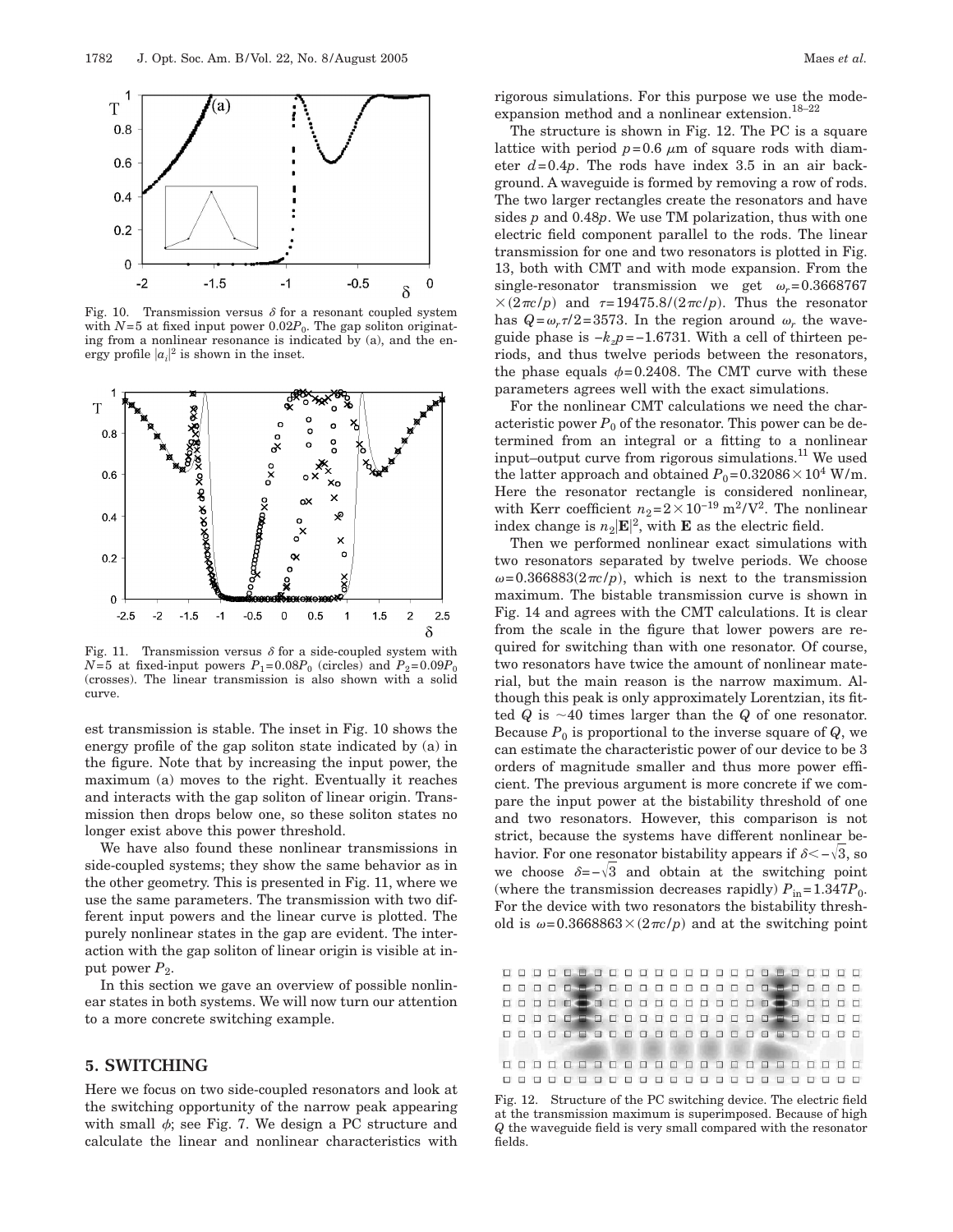Fig. 10. Transmission versus $\delta$ for a resonant coupled system with $N=5$ at fixed input power $0.02P_0$. The gap soliton originating from a nonlinear resonance is indicated by (a), and the energy profile $|a_i|^2$ is shown in the inset.

Fig. 11. Transmission versus $\delta$ for a side-coupled system with $N=5$ at fixed-input powers $P_1=0.08P_0$ (circles) and $P_2=0.09P_0$ (crosses). The linear transmission is also shown with a solid curve.

est transmission is stable. The inset in Fig. 10 shows the energy profile of the gap soliton state indicated by (a) in the figure. Note that by increasing the input power, the maximum (a) moves to the right. Eventually it reaches and interacts with the gap soliton of linear origin. Transmission then drops below one, so these soliton states no longer exist above this power threshold.

We have also found these nonlinear transmissions in side-coupled systems; they show the same behavior as in the other geometry. This is presented in Fig. 11, where we use the same parameters. The transmission with two different input powers and the linear curve is plotted. The purely nonlinear states in the gap are evident. The interaction with the gap soliton of linear origin is visible at input power $P_2$.

In this section we gave an overview of possible nonlinear states in both systems. We will now turn our attention to a more concrete switching example.

## 5. SWITCHING

Here we focus on two side-coupled resonators and look at the switching opportunity of the narrow peak appearing with small $\phi$; see Fig. 7. We design a PC structure and calculate the linear and nonlinear characteristics with rigorous simulations. For this purpose we use the mode-expansion method and a nonlinear extension.[18–22]

The structure is shown in Fig. 12. The PC is a square lattice with period $p=0.6$ μm of square rods with diameter $d=0.4p$. The rods have index 3.5 in an air background. A waveguide is formed by removing a row of rods. The two larger rectangles create the resonators and have sides $p$ and $0.48p$. We use TM polarization, thus with one electric field component parallel to the rods. The linear transmission for one and two resonators is plotted in Fig. 13, both with CMT and with mode expansion. From the single-resonator transmission we get $\omega_r=0.3668767\times(2\pi c/p)$ and $\tau=19475.8/(2\pi c/p)$. Thus the resonator has $Q=\omega_r\tau/2=3573$. In the region around $\omega_r$ the waveguide phase is $-k_z p=-1.6731$. With a cell of thirteen periods, and thus twelve periods between the resonators, the phase equals $\phi=0.2408$. The CMT curve with these parameters agrees well with the exact simulations.

For the nonlinear CMT calculations we need the characteristic power $P_0$ of the resonator. This power can be determined from an integral or a fitting to a nonlinear input–output curve from rigorous simulations.[11] We used the latter approach and obtained $P_0=0.32086\times10^4$ W/m. Here the resonator rectangle is considered nonlinear, with Kerr coefficient $n_2=2\times10^{-19}$ m$^2$/V$^2$. The nonlinear index change is $n_2|\mathbf{E}|^2$, with $\mathbf{E}$ as the electric field.

Then we performed nonlinear exact simulations with two resonators separated by twelve periods. We choose $\omega=0.366883(2\pi c/p)$, which is next to the transmission maximum. The bistable transmission curve is shown in Fig. 14 and agrees with the CMT calculations. It is clear from the scale in the figure that lower powers are required for switching than with one resonator. Of course, two resonators have twice the amount of nonlinear material, but the main reason is the narrow maximum. Although this peak is only approximately Lorentzian, its fitted $Q$ is ~40 times larger than the $Q$ of one resonator. Because $P_0$ is proportional to the inverse square of $Q$, we can estimate the characteristic power of our device to be 3 orders of magnitude smaller and thus more power efficient. The previous argument is more concrete if we compare the input power at the bistability threshold of one and two resonators. However, this comparison is not strict, because the systems have different nonlinear behavior. For one resonator bistability appears if $\delta<-\sqrt{3}$, so we choose $\delta=-\sqrt{3}$ and obtain at the switching point (where the transmission decreases rapidly) $P_{in}=1.347P_0$. For the device with two resonators the bistability threshold is $\omega=0.3668863\times(2\pi c/p)$ and at the switching point

Fig. 12. Structure of the PC switching device. The electric field at the transmission maximum is superimposed. Because of high $Q$ the waveguide field is very small compared with the resonator fields.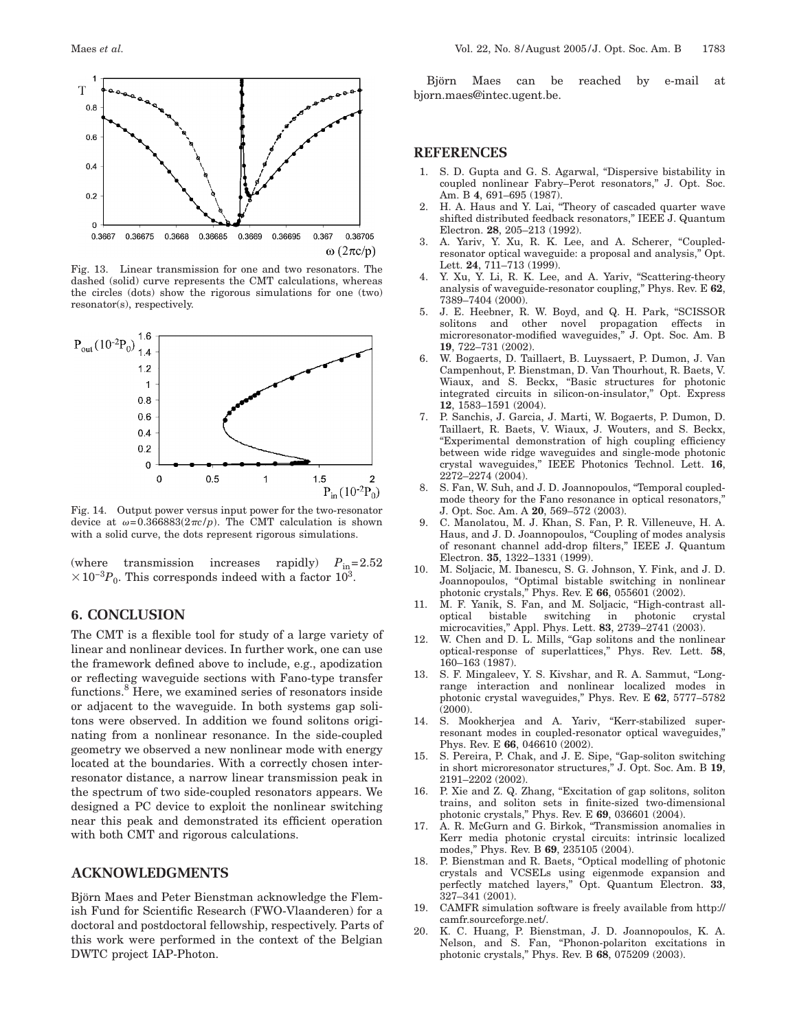Fig. 13. Linear transmission for one and two resonators. The dashed (solid) curve represents the CMT calculations, whereas the circles (dots) show the rigorous simulations for one (two) resonator(s), respectively.

Fig. 14. Output power versus input power for the two-resonator device at $\omega = 0.366883(2\pi c/p)$. The CMT calculation is shown with a solid curve, the dots represent rigorous simulations.

(where transmission increases rapidly) $P_{in} = 2.52 \times 10^{-3} P_0$. This corresponds indeed with a factor $10^3$.

## 6. CONCLUSION

The CMT is a flexible tool for study of a large variety of linear and nonlinear devices. In further work, one can use the framework defined above to include, e.g., apodization or reflecting waveguide sections with Fano-type transfer functions.[8] Here, we examined series of resonators inside or adjacent to the waveguide. In both systems gap solitons were observed. In addition we found solitons originating from a nonlinear resonance. In the side-coupled geometry we observed a new nonlinear mode with energy located at the boundaries. With a correctly chosen inter-resonator distance, a narrow linear transmission peak in the spectrum of two side-coupled resonators appears. We designed a PC device to exploit the nonlinear switching near this peak and demonstrated its efficient operation with both CMT and rigorous calculations.

## ACKNOWLEDGMENTS

Björn Maes and Peter Bienstman acknowledge the Flemish Fund for Scientific Research (FWO-Vlaanderen) for a doctoral and postdoctoral fellowship, respectively. Parts of this work were performed in the context of the Belgian DWTC project IAP-Photon.

Björn Maes can be reached by e-mail at bjorn.maes@intec.ugent.be.

## REFERENCES

1. S. D. Gupta and G. S. Agarwal, "Dispersive bistability in coupled nonlinear Fabry–Perot resonators," J. Opt. Soc. Am. B **4**, 691–695 (1987).
2. H. A. Haus and Y. Lai, "Theory of cascaded quarter wave shifted distributed feedback resonators," IEEE J. Quantum Electron. **28**, 205–213 (1992).
3. A. Yariv, Y. Xu, R. K. Lee, and A. Scherer, "Coupled-resonator optical waveguide: a proposal and analysis," Opt. Lett. **24**, 711–713 (1999).
4. Y. Xu, Y. Li, R. K. Lee, and A. Yariv, "Scattering-theory analysis of waveguide-resonator coupling," Phys. Rev. E **62**, 7389–7404 (2000).
5. J. E. Heebner, R. W. Boyd, and Q. H. Park, "SCISSOR solitons and other novel propagation effects in microresonator-modified waveguides," J. Opt. Soc. Am. B **19**, 722–731 (2002).
6. W. Bogaerts, D. Taillaert, B. Luyssaert, P. Dumon, J. Van Campenhout, P. Bienstman, D. Van Thourhout, R. Baets, V. Wiaux, and S. Beckx, "Basic structures for photonic integrated circuits in silicon-on-insulator," Opt. Express **12**, 1583–1591 (2004).
7. P. Sanchis, J. Garcia, J. Marti, W. Bogaerts, P. Dumon, D. Taillaert, R. Baets, V. Wiaux, J. Wouters, and S. Beckx, "Experimental demonstration of high coupling efficiency between wide ridge waveguides and single-mode photonic crystal waveguides," IEEE Photonics Technol. Lett. **16**, 2272–2274 (2004).
8. S. Fan, W. Suh, and J. D. Joannopoulos, "Temporal coupled-mode theory for the Fano resonance in optical resonators," J. Opt. Soc. Am. A **20**, 569–572 (2003).
9. C. Manolatou, M. J. Khan, S. Fan, P. R. Villeneuve, H. A. Haus, and J. D. Joannopoulos, "Coupling of modes analysis of resonant channel add-drop filters," IEEE J. Quantum Electron. **35**, 1322–1331 (1999).
10. M. Soljacic, M. Ibanescu, S. G. Johnson, Y. Fink, and J. D. Joannopoulos, "Optimal bistable switching in nonlinear photonic crystals," Phys. Rev. E **66**, 055601 (2002).
11. M. F. Yanik, S. Fan, and M. Soljacic, "High-contrast all-optical bistable switching in photonic crystal microcavities," Appl. Phys. Lett. **83**, 2739–2741 (2003).
12. W. Chen and D. L. Mills, "Gap solitons and the nonlinear optical-response of superlattices," Phys. Rev. Lett. **58**, 160–163 (1987).
13. S. F. Mingaleev, Y. S. Kivshar, and R. A. Sammut, "Long-range interaction and nonlinear localized modes in photonic crystal waveguides," Phys. Rev. E **62**, 5777–5782 (2000).
14. S. Mookherjea and A. Yariv, "Kerr-stabilized super-resonant modes in coupled-resonator optical waveguides," Phys. Rev. E **66**, 046610 (2002).
15. S. Pereira, P. Chak, and J. E. Sipe, "Gap-soliton switching in short microresonator structures," J. Opt. Soc. Am. B **19**, 2191–2202 (2002).
16. P. Xie and Z. Q. Zhang, "Excitation of gap solitons, soliton trains, and soliton sets in finite-sized two-dimensional photonic crystals," Phys. Rev. E **69**, 036601 (2004).
17. A. R. McGurn and G. Birkok, "Transmission anomalies in Kerr media photonic crystal circuits: intrinsic localized modes," Phys. Rev. B **69**, 235105 (2004).
18. P. Bienstman and R. Baets, "Optical modelling of photonic crystals and VCSELs using eigenmode expansion and perfectly matched layers," Opt. Quantum Electron. **33**, 327–341 (2001).
19. CAMFR simulation software is freely available from http://camfr.sourceforge.net/.
20. K. C. Huang, P. Bienstman, J. D. Joannopoulos, K. A. Nelson, and S. Fan, "Phonon-polariton excitations in photonic crystals," Phys. Rev. B **68**, 075209 (2003).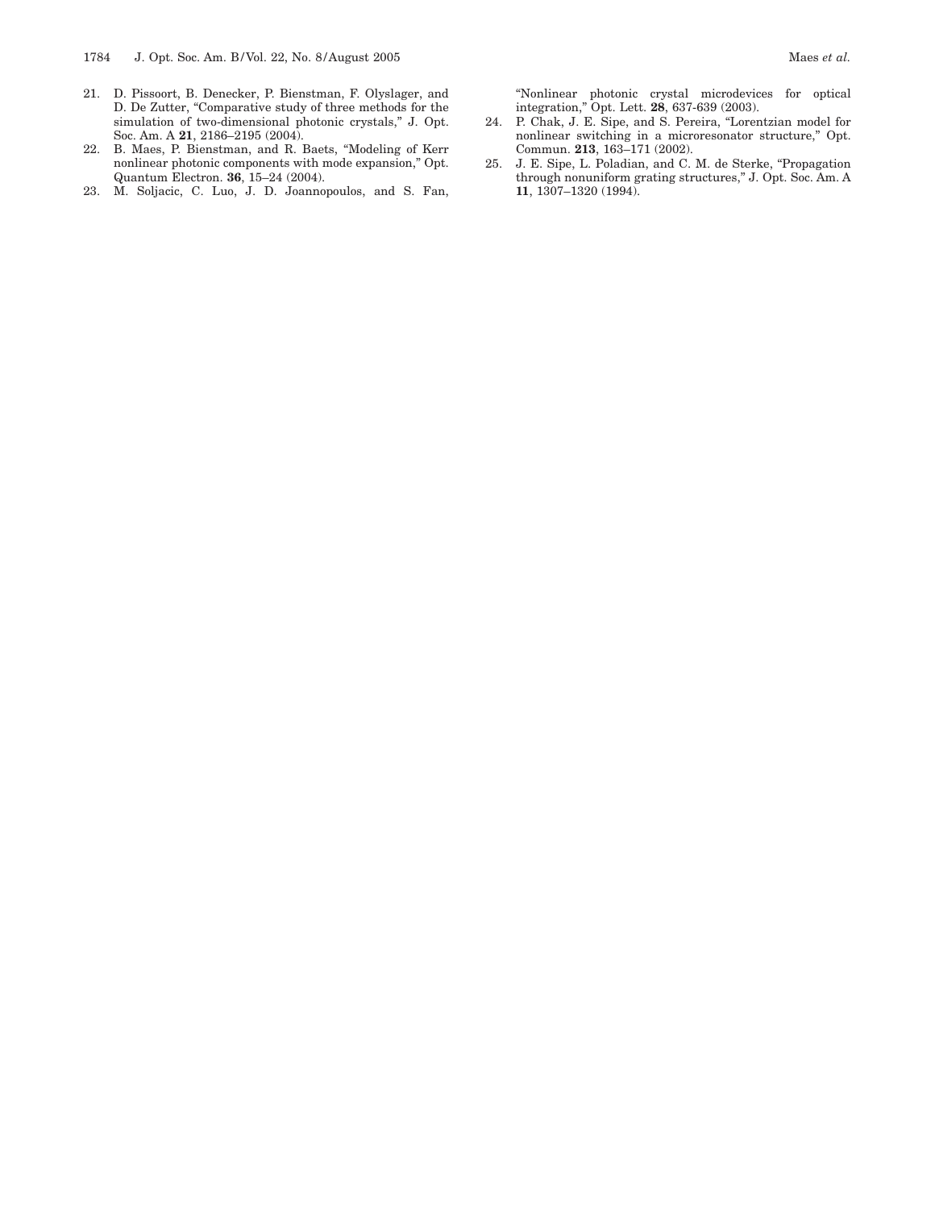21. D. Pissoort, B. Denecker, P. Bienstman, F. Olyslager, and D. De Zutter, "Comparative study of three methods for the simulation of two-dimensional photonic crystals," J. Opt. Soc. Am. A **21**, 2186–2195 (2004).
22. B. Maes, P. Bienstman, and R. Baets, "Modeling of Kerr nonlinear photonic components with mode expansion," Opt. Quantum Electron. **36**, 15–24 (2004).
23. M. Soljacic, C. Luo, J. D. Joannopoulos, and S. Fan, "Nonlinear photonic crystal microdevices for optical integration," Opt. Lett. **28**, 637-639 (2003).
24. P. Chak, J. E. Sipe, and S. Pereira, "Lorentzian model for nonlinear switching in a microresonator structure," Opt. Commun. **213**, 163–171 (2002).
25. J. E. Sipe, L. Poladian, and C. M. de Sterke, "Propagation through nonuniform grating structures," J. Opt. Soc. Am. A **11**, 1307–1320 (1994).